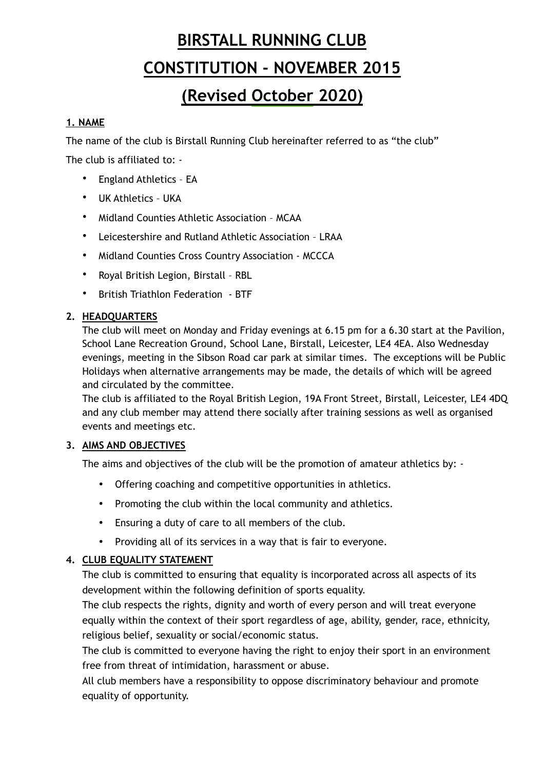# BIRSTALL RUNNING CLUB

# CONSTITUTION - NOVEMBER 2015

# (Revised October 2020)

## 1. NAME

The name of the club is Birstall Running Club hereinafter referred to as “the club”

The club is affiliated to: -

- England Athletics – EA
- UK Athletics – UKA
- Midland Counties Athletic Association – MCAA
- Leicestershire and Rutland Athletic Association – LRAA
- Midland Counties Cross Country Association - MCCCA
- Royal British Legion, Birstall – RBL
- British Triathlon Federation - BTF

## 2. HEADQUARTERS

The club will meet on Monday and Friday evenings at 6.15 pm for a 6.30 start at the Pavilion, School Lane Recreation Ground, School Lane, Birstall, Leicester, LE4 4EA. Also Wednesday evenings, meeting in the Sibson Road car park at similar times. The exceptions will be Public Holidays when alternative arrangements may be made, the details of which will be agreed and circulated by the committee.

The club is affiliated to the Royal British Legion, 19A Front Street, Birstall, Leicester, LE4 4DQ and any club member may attend there socially after training sessions as well as organised events and meetings etc.

## 3. AIMS AND OBJECTIVES

The aims and objectives of the club will be the promotion of amateur athletics by: -

- Offering coaching and competitive opportunities in athletics.
- Promoting the club within the local community and athletics.
- Ensuring a duty of care to all members of the club.
- Providing all of its services in a way that is fair to everyone.

## 4. CLUB EQUALITY STATEMENT

The club is committed to ensuring that equality is incorporated across all aspects of its development within the following definition of sports equality.

The club respects the rights, dignity and worth of every person and will treat everyone equally within the context of their sport regardless of age, ability, gender, race, ethnicity, religious belief, sexuality or social/economic status.

The club is committed to everyone having the right to enjoy their sport in an environment free from threat of intimidation, harassment or abuse.

All club members have a responsibility to oppose discriminatory behaviour and promote equality of opportunity.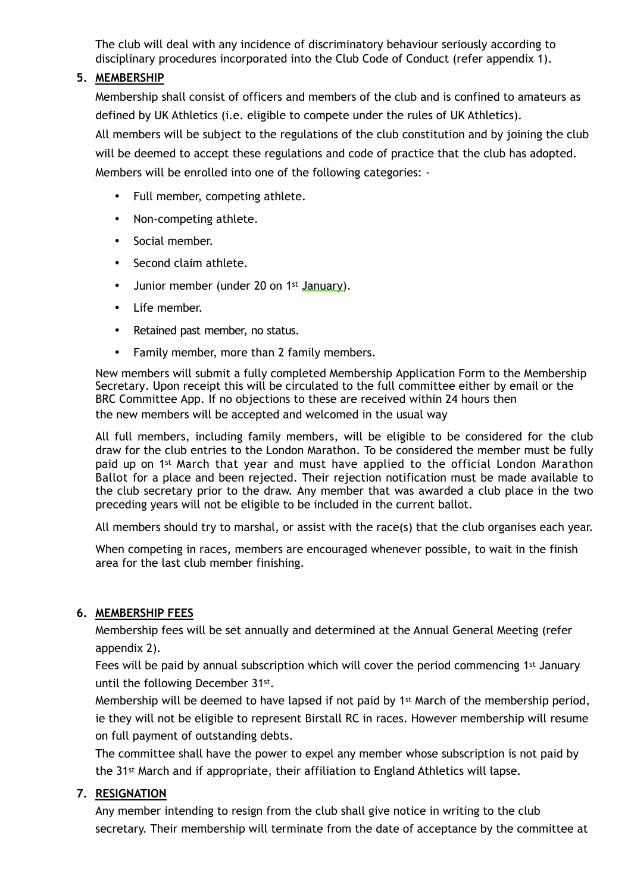The club will deal with any incidence of discriminatory behaviour seriously according to disciplinary procedures incorporated into the Club Code of Conduct (refer appendix 1).

## 5. MEMBERSHIP

Membership shall consist of officers and members of the club and is confined to amateurs as defined by UK Athletics (i.e. eligible to compete under the rules of UK Athletics).

All members will be subject to the regulations of the club constitution and by joining the club will be deemed to accept these regulations and code of practice that the club has adopted.

Members will be enrolled into one of the following categories: -

- Full member, competing athlete.
- Non-competing athlete.
- Social member.
- Second claim athlete.
- Junior member (under 20 on 1st January).
- Life member.
- Retained past member, no status.
- Family member, more than 2 family members.

New members will submit a fully completed Membership Application Form to the Membership Secretary. Upon receipt this will be circulated to the full committee either by email or the BRC Committee App. If no objections to these are received within 24 hours then the new members will be accepted and welcomed in the usual way

All full members, including family members, will be eligible to be considered for the club draw for the club entries to the London Marathon. To be considered the member must be fully paid up on 1st March that year and must have applied to the official London Marathon Ballot for a place and been rejected. Their rejection notification must be made available to the club secretary prior to the draw. Any member that was awarded a club place in the two preceding years will not be eligible to be included in the current ballot.

All members should try to marshal, or assist with the race(s) that the club organises each year.

When competing in races, members are encouraged whenever possible, to wait in the finish area for the last club member finishing.

## 6. MEMBERSHIP FEES

Membership fees will be set annually and determined at the Annual General Meeting (refer appendix 2).

Fees will be paid by annual subscription which will cover the period commencing 1st January until the following December 31st.

Membership will be deemed to have lapsed if not paid by 1st March of the membership period, ie they will not be eligible to represent Birstall RC in races. However membership will resume on full payment of outstanding debts.

The committee shall have the power to expel any member whose subscription is not paid by the 31st March and if appropriate, their affiliation to England Athletics will lapse.

## 7. RESIGNATION

Any member intending to resign from the club shall give notice in writing to the club secretary. Their membership will terminate from the date of acceptance by the committee at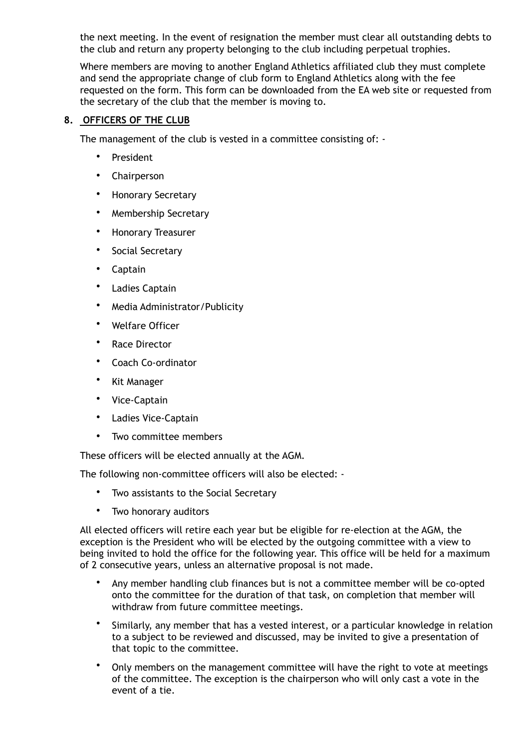the next meeting. In the event of resignation the member must clear all outstanding debts to the club and return any property belonging to the club including perpetual trophies.

Where members are moving to another England Athletics affiliated club they must complete and send the appropriate change of club form to England Athletics along with the fee requested on the form. This form can be downloaded from the EA web site or requested from the secretary of the club that the member is moving to.

## 8. OFFICERS OF THE CLUB

The management of the club is vested in a committee consisting of: -

- President
- Chairperson
- Honorary Secretary
- Membership Secretary
- Honorary Treasurer
- Social Secretary
- Captain
- Ladies Captain
- Media Administrator/Publicity
- Welfare Officer
- Race Director
- Coach Co-ordinator
- Kit Manager
- Vice-Captain
- Ladies Vice-Captain
- Two committee members

These officers will be elected annually at the AGM.

The following non-committee officers will also be elected: -

- Two assistants to the Social Secretary
- Two honorary auditors

All elected officers will retire each year but be eligible for re-election at the AGM, the exception is the President who will be elected by the outgoing committee with a view to being invited to hold the office for the following year. This office will be held for a maximum of 2 consecutive years, unless an alternative proposal is not made.

- Any member handling club finances but is not a committee member will be co-opted onto the committee for the duration of that task, on completion that member will withdraw from future committee meetings.
- Similarly, any member that has a vested interest, or a particular knowledge in relation to a subject to be reviewed and discussed, may be invited to give a presentation of that topic to the committee.
- Only members on the management committee will have the right to vote at meetings of the committee. The exception is the chairperson who will only cast a vote in the event of a tie.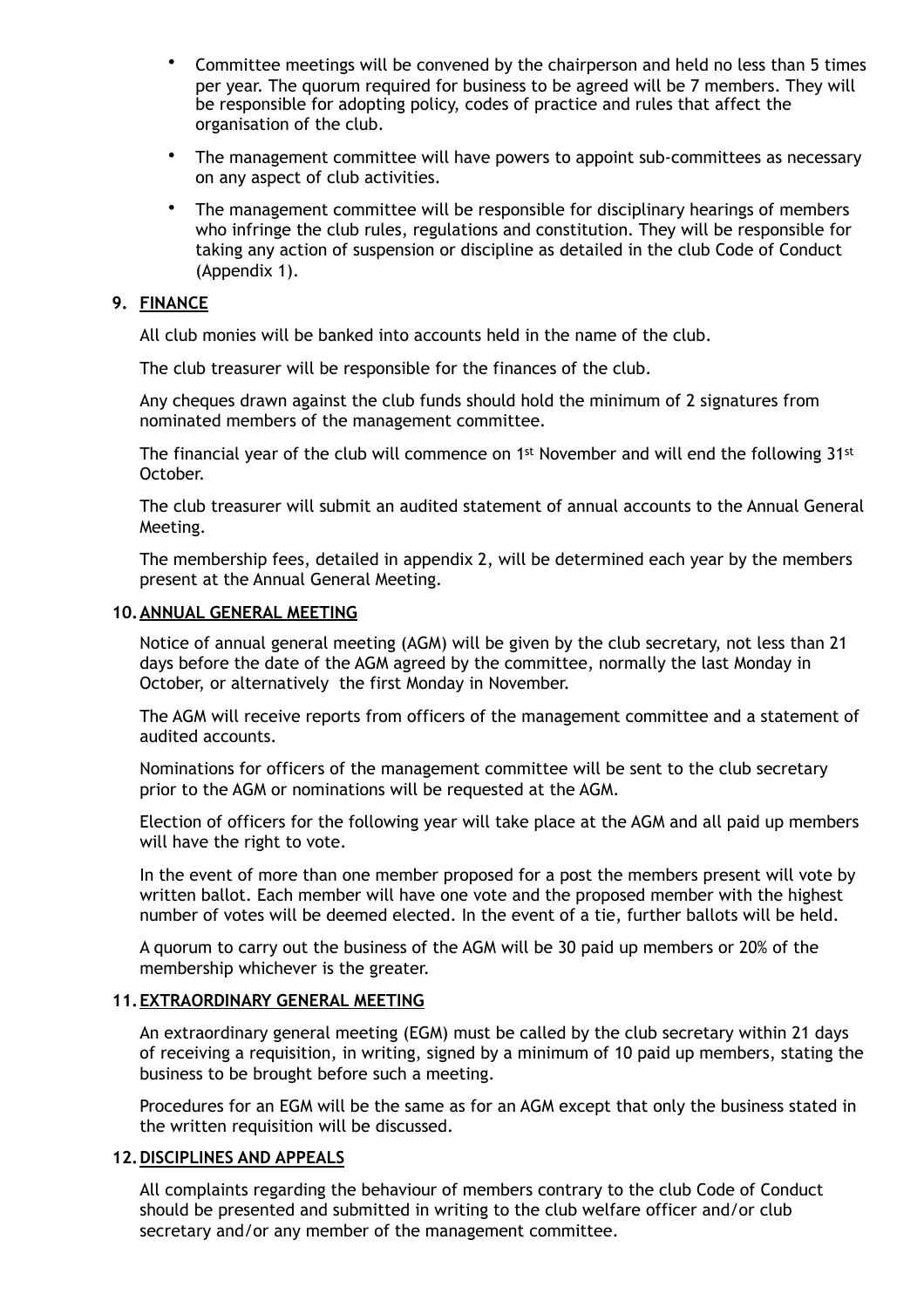- Committee meetings will be convened by the chairperson and held no less than 5 times per year. The quorum required for business to be agreed will be 7 members. They will be responsible for adopting policy, codes of practice and rules that affect the organisation of the club.
- The management committee will have powers to appoint sub-committees as necessary on any aspect of club activities.
- The management committee will be responsible for disciplinary hearings of members who infringe the club rules, regulations and constitution. They will be responsible for taking any action of suspension or discipline as detailed in the club Code of Conduct (Appendix 1).

## 9. FINANCE

All club monies will be banked into accounts held in the name of the club.

The club treasurer will be responsible for the finances of the club.

Any cheques drawn against the club funds should hold the minimum of 2 signatures from nominated members of the management committee.

The financial year of the club will commence on 1st November and will end the following 31st October.

The club treasurer will submit an audited statement of annual accounts to the Annual General Meeting.

The membership fees, detailed in appendix 2, will be determined each year by the members present at the Annual General Meeting.

## 10. ANNUAL GENERAL MEETING

Notice of annual general meeting (AGM) will be given by the club secretary, not less than 21 days before the date of the AGM agreed by the committee, normally the last Monday in October, or alternatively the first Monday in November.

The AGM will receive reports from officers of the management committee and a statement of audited accounts.

Nominations for officers of the management committee will be sent to the club secretary prior to the AGM or nominations will be requested at the AGM.

Election of officers for the following year will take place at the AGM and all paid up members will have the right to vote.

In the event of more than one member proposed for a post the members present will vote by written ballot. Each member will have one vote and the proposed member with the highest number of votes will be deemed elected. In the event of a tie, further ballots will be held.

A quorum to carry out the business of the AGM will be 30 paid up members or 20% of the membership whichever is the greater.

## 11. EXTRAORDINARY GENERAL MEETING

An extraordinary general meeting (EGM) must be called by the club secretary within 21 days of receiving a requisition, in writing, signed by a minimum of 10 paid up members, stating the business to be brought before such a meeting.

Procedures for an EGM will be the same as for an AGM except that only the business stated in the written requisition will be discussed.

## 12. DISCIPLINES AND APPEALS

All complaints regarding the behaviour of members contrary to the club Code of Conduct should be presented and submitted in writing to the club welfare officer and/or club secretary and/or any member of the management committee.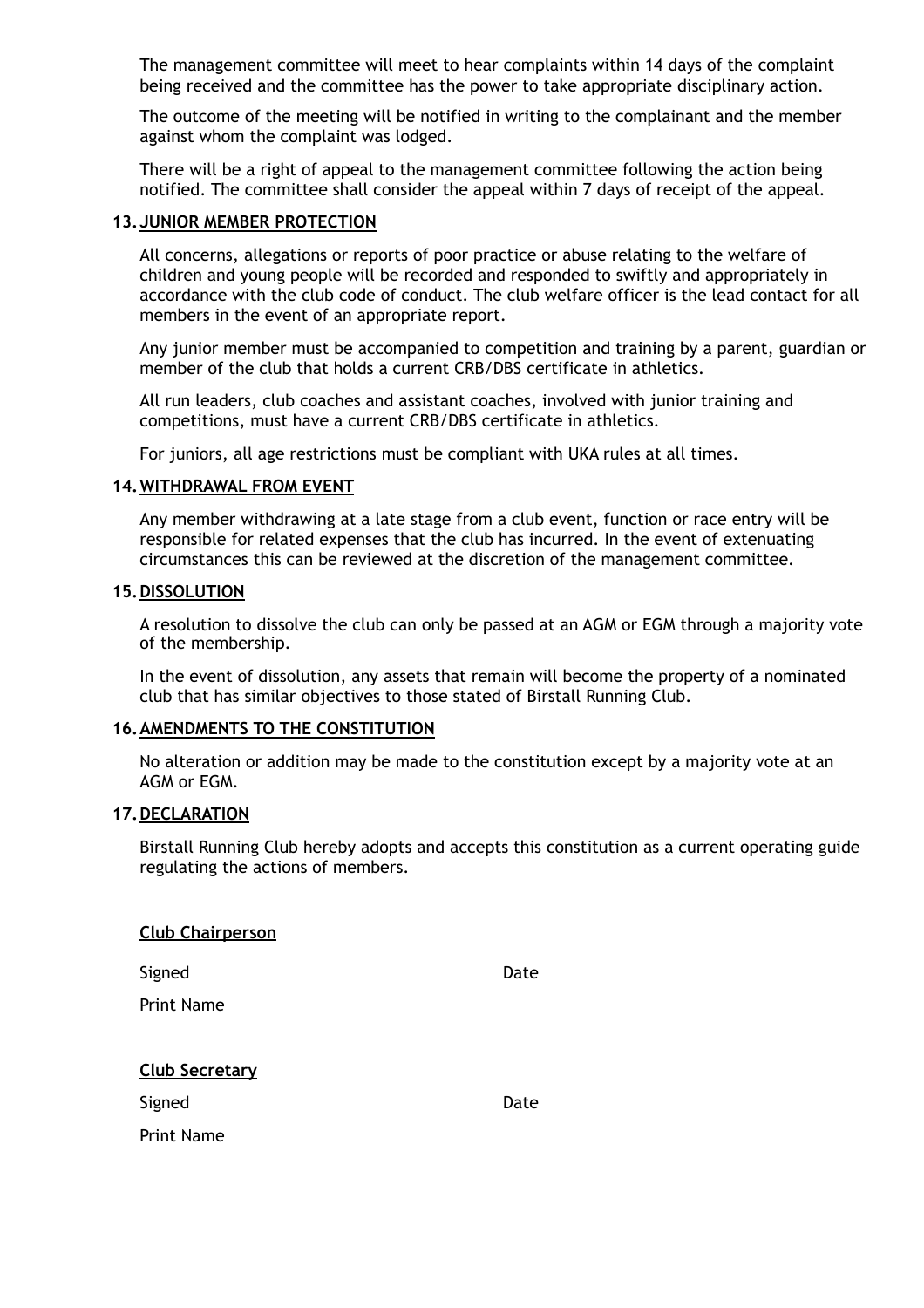The management committee will meet to hear complaints within 14 days of the complaint being received and the committee has the power to take appropriate disciplinary action.

The outcome of the meeting will be notified in writing to the complainant and the member against whom the complaint was lodged.

There will be a right of appeal to the management committee following the action being notified. The committee shall consider the appeal within 7 days of receipt of the appeal.

## 13. JUNIOR MEMBER PROTECTION

All concerns, allegations or reports of poor practice or abuse relating to the welfare of children and young people will be recorded and responded to swiftly and appropriately in accordance with the club code of conduct. The club welfare officer is the lead contact for all members in the event of an appropriate report.

Any junior member must be accompanied to competition and training by a parent, guardian or member of the club that holds a current CRB/DBS certificate in athletics.

All run leaders, club coaches and assistant coaches, involved with junior training and competitions, must have a current CRB/DBS certificate in athletics.

For juniors, all age restrictions must be compliant with UKA rules at all times.

## 14. WITHDRAWAL FROM EVENT

Any member withdrawing at a late stage from a club event, function or race entry will be responsible for related expenses that the club has incurred. In the event of extenuating circumstances this can be reviewed at the discretion of the management committee.

## 15. DISSOLUTION

A resolution to dissolve the club can only be passed at an AGM or EGM through a majority vote of the membership.

In the event of dissolution, any assets that remain will become the property of a nominated club that has similar objectives to those stated of Birstall Running Club.

## 16. AMENDMENTS TO THE CONSTITUTION

No alteration or addition may be made to the constitution except by a majority vote at an AGM or EGM.

## 17. DECLARATION

Birstall Running Club hereby adopts and accepts this constitution as a current operating guide regulating the actions of members.

**Club Chairperson**

Signed Date

Print Name

**Club Secretary**

Signed Date

Print Name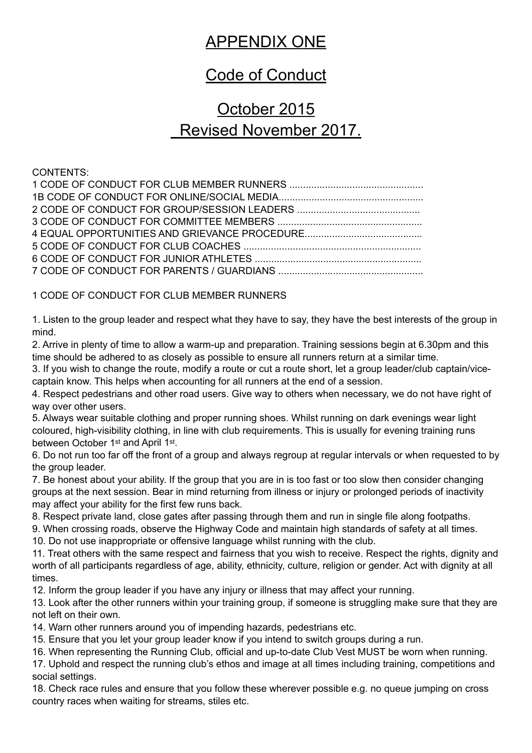# APPENDIX ONE

## Code of Conduct

## October 2015
## Revised November 2017.

CONTENTS:

1 CODE OF CONDUCT FOR CLUB MEMBER RUNNERS ................................................
1B CODE OF CONDUCT FOR ONLINE/SOCIAL MEDIA....................................................
2 CODE OF CONDUCT FOR GROUP/SESSION LEADERS ............................................
3 CODE OF CONDUCT FOR COMMITTEE MEMBERS ....................................................
4 EQUAL OPPORTUNITIES AND GRIEVANCE PROCEDURE..........................................
5 CODE OF CONDUCT FOR CLUB COACHES ................................................................
6 CODE OF CONDUCT FOR JUNIOR ATHLETES ............................................................
7 CODE OF CONDUCT FOR PARENTS / GUARDIANS ....................................................

1 CODE OF CONDUCT FOR CLUB MEMBER RUNNERS

1. Listen to the group leader and respect what they have to say, they have the best interests of the group in mind.
2. Arrive in plenty of time to allow a warm-up and preparation. Training sessions begin at 6.30pm and this time should be adhered to as closely as possible to ensure all runners return at a similar time.
3. If you wish to change the route, modify a route or cut a route short, let a group leader/club captain/vice-captain know. This helps when accounting for all runners at the end of a session.
4. Respect pedestrians and other road users. Give way to others when necessary, we do not have right of way over other users.
5. Always wear suitable clothing and proper running shoes. Whilst running on dark evenings wear light coloured, high-visibility clothing, in line with club requirements. This is usually for evening training runs between October 1st and April 1st.
6. Do not run too far off the front of a group and always regroup at regular intervals or when requested to by the group leader.
7. Be honest about your ability. If the group that you are in is too fast or too slow then consider changing groups at the next session. Bear in mind returning from illness or injury or prolonged periods of inactivity may affect your ability for the first few runs back.
8. Respect private land, close gates after passing through them and run in single file along footpaths.
9. When crossing roads, observe the Highway Code and maintain high standards of safety at all times.
10. Do not use inappropriate or offensive language whilst running with the club.
11. Treat others with the same respect and fairness that you wish to receive. Respect the rights, dignity and worth of all participants regardless of age, ability, ethnicity, culture, religion or gender. Act with dignity at all times.
12. Inform the group leader if you have any injury or illness that may affect your running.
13. Look after the other runners within your training group, if someone is struggling make sure that they are not left on their own.
14. Warn other runners around you of impending hazards, pedestrians etc.
15. Ensure that you let your group leader know if you intend to switch groups during a run.
16. When representing the Running Club, official and up-to-date Club Vest MUST be worn when running.
17. Uphold and respect the running club's ethos and image at all times including training, competitions and social settings.
18. Check race rules and ensure that you follow these wherever possible e.g. no queue jumping on cross country races when waiting for streams, stiles etc.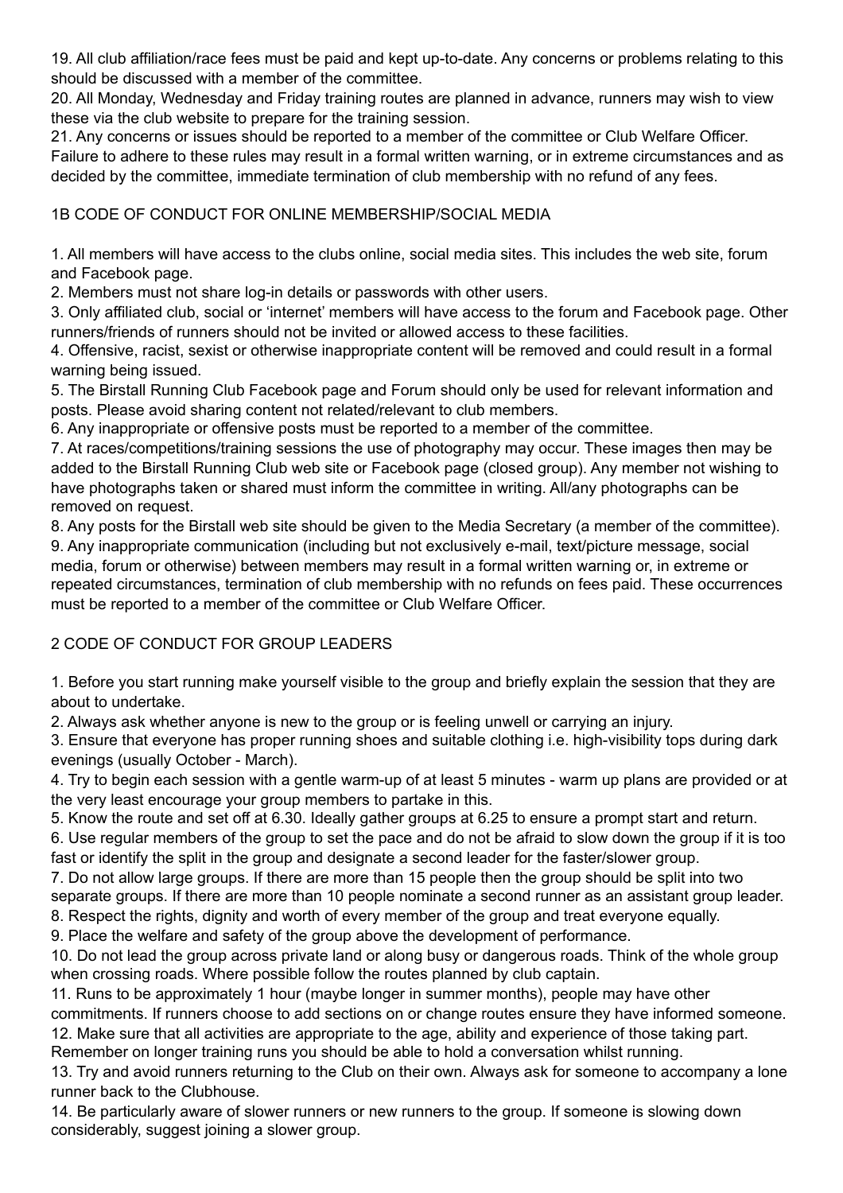19. All club affiliation/race fees must be paid and kept up-to-date. Any concerns or problems relating to this should be discussed with a member of the committee.
20. All Monday, Wednesday and Friday training routes are planned in advance, runners may wish to view these via the club website to prepare for the training session.
21. Any concerns or issues should be reported to a member of the committee or Club Welfare Officer.

Failure to adhere to these rules may result in a formal written warning, or in extreme circumstances and as decided by the committee, immediate termination of club membership with no refund of any fees.

## 1B CODE OF CONDUCT FOR ONLINE MEMBERSHIP/SOCIAL MEDIA

1. All members will have access to the clubs online, social media sites. This includes the web site, forum and Facebook page.
2. Members must not share log-in details or passwords with other users.
3. Only affiliated club, social or 'internet' members will have access to the forum and Facebook page. Other runners/friends of runners should not be invited or allowed access to these facilities.
4. Offensive, racist, sexist or otherwise inappropriate content will be removed and could result in a formal warning being issued.
5. The Birstall Running Club Facebook page and Forum should only be used for relevant information and posts. Please avoid sharing content not related/relevant to club members.
6. Any inappropriate or offensive posts must be reported to a member of the committee.
7. At races/competitions/training sessions the use of photography may occur. These images then may be added to the Birstall Running Club web site or Facebook page (closed group). Any member not wishing to have photographs taken or shared must inform the committee in writing. All/any photographs can be removed on request.
8. Any posts for the Birstall web site should be given to the Media Secretary (a member of the committee).
9. Any inappropriate communication (including but not exclusively e-mail, text/picture message, social media, forum or otherwise) between members may result in a formal written warning or, in extreme or repeated circumstances, termination of club membership with no refunds on fees paid. These occurrences must be reported to a member of the committee or Club Welfare Officer.

## 2 CODE OF CONDUCT FOR GROUP LEADERS

1. Before you start running make yourself visible to the group and briefly explain the session that they are about to undertake.
2. Always ask whether anyone is new to the group or is feeling unwell or carrying an injury.
3. Ensure that everyone has proper running shoes and suitable clothing i.e. high-visibility tops during dark evenings (usually October - March).
4. Try to begin each session with a gentle warm-up of at least 5 minutes - warm up plans are provided or at the very least encourage your group members to partake in this.
5. Know the route and set off at 6.30. Ideally gather groups at 6.25 to ensure a prompt start and return.
6. Use regular members of the group to set the pace and do not be afraid to slow down the group if it is too fast or identify the split in the group and designate a second leader for the faster/slower group.
7. Do not allow large groups. If there are more than 15 people then the group should be split into two separate groups. If there are more than 10 people nominate a second runner as an assistant group leader.
8. Respect the rights, dignity and worth of every member of the group and treat everyone equally.
9. Place the welfare and safety of the group above the development of performance.
10. Do not lead the group across private land or along busy or dangerous roads. Think of the whole group when crossing roads. Where possible follow the routes planned by club captain.
11. Runs to be approximately 1 hour (maybe longer in summer months), people may have other commitments. If runners choose to add sections on or change routes ensure they have informed someone.
12. Make sure that all activities are appropriate to the age, ability and experience of those taking part. Remember on longer training runs you should be able to hold a conversation whilst running.
13. Try and avoid runners returning to the Club on their own. Always ask for someone to accompany a lone runner back to the Clubhouse.
14. Be particularly aware of slower runners or new runners to the group. If someone is slowing down considerably, suggest joining a slower group.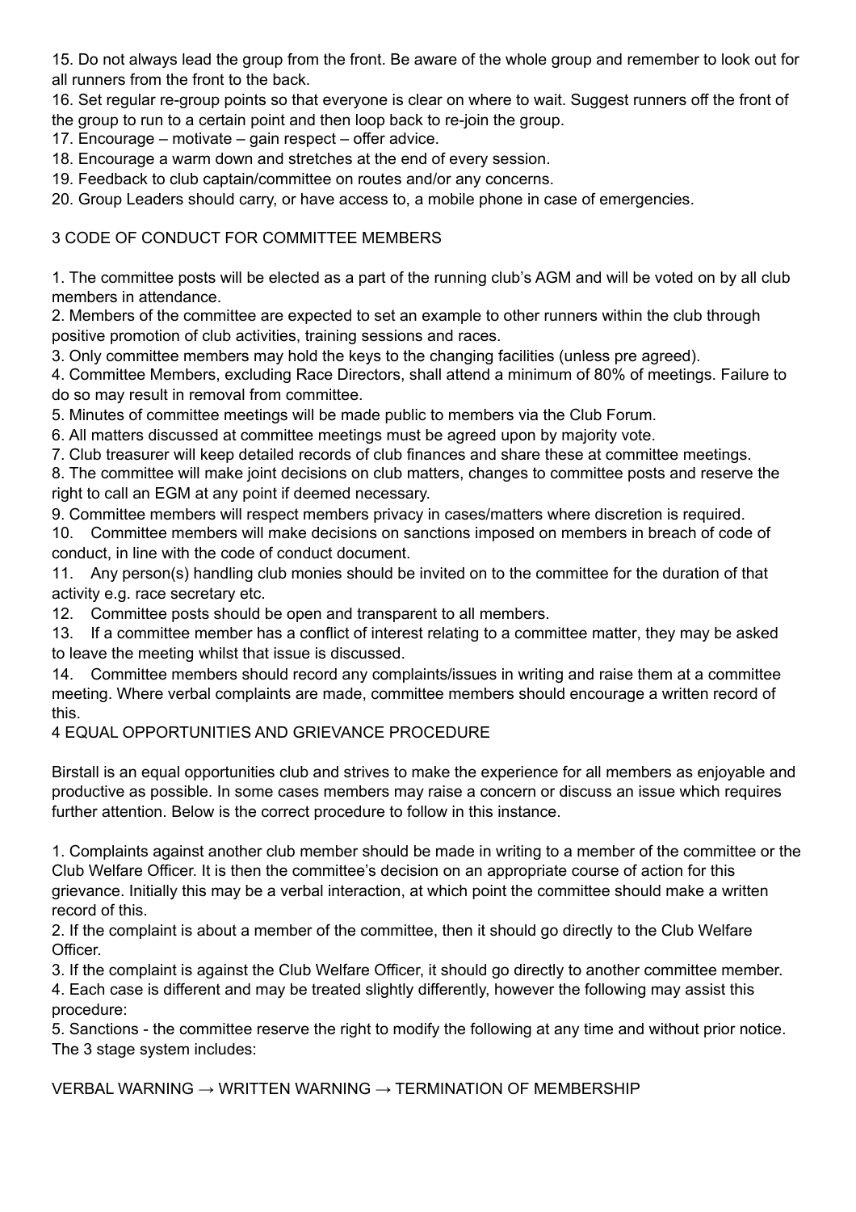15. Do not always lead the group from the front. Be aware of the whole group and remember to look out for all runners from the front to the back.
16. Set regular re-group points so that everyone is clear on where to wait. Suggest runners off the front of the group to run to a certain point and then loop back to re-join the group.
17. Encourage – motivate – gain respect – offer advice.
18. Encourage a warm down and stretches at the end of every session.
19. Feedback to club captain/committee on routes and/or any concerns.
20. Group Leaders should carry, or have access to, a mobile phone in case of emergencies.

## 3 CODE OF CONDUCT FOR COMMITTEE MEMBERS

1. The committee posts will be elected as a part of the running club's AGM and will be voted on by all club members in attendance.
2. Members of the committee are expected to set an example to other runners within the club through positive promotion of club activities, training sessions and races.
3. Only committee members may hold the keys to the changing facilities (unless pre agreed).
4. Committee Members, excluding Race Directors, shall attend a minimum of 80% of meetings. Failure to do so may result in removal from committee.
5. Minutes of committee meetings will be made public to members via the Club Forum.
6. All matters discussed at committee meetings must be agreed upon by majority vote.
7. Club treasurer will keep detailed records of club finances and share these at committee meetings.
8. The committee will make joint decisions on club matters, changes to committee posts and reserve the right to call an EGM at any point if deemed necessary.
9. Committee members will respect members privacy in cases/matters where discretion is required.
10. Committee members will make decisions on sanctions imposed on members in breach of code of conduct, in line with the code of conduct document.
11. Any person(s) handling club monies should be invited on to the committee for the duration of that activity e.g. race secretary etc.
12. Committee posts should be open and transparent to all members.
13. If a committee member has a conflict of interest relating to a committee matter, they may be asked to leave the meeting whilst that issue is discussed.
14. Committee members should record any complaints/issues in writing and raise them at a committee meeting. Where verbal complaints are made, committee members should encourage a written record of this.

## 4 EQUAL OPPORTUNITIES AND GRIEVANCE PROCEDURE

Birstall is an equal opportunities club and strives to make the experience for all members as enjoyable and productive as possible. In some cases members may raise a concern or discuss an issue which requires further attention. Below is the correct procedure to follow in this instance.

1. Complaints against another club member should be made in writing to a member of the committee or the Club Welfare Officer. It is then the committee's decision on an appropriate course of action for this grievance. Initially this may be a verbal interaction, at which point the committee should make a written record of this.
2. If the complaint is about a member of the committee, then it should go directly to the Club Welfare Officer.
3. If the complaint is against the Club Welfare Officer, it should go directly to another committee member.
4. Each case is different and may be treated slightly differently, however the following may assist this procedure:
5. Sanctions - the committee reserve the right to modify the following at any time and without prior notice. The 3 stage system includes:

VERBAL WARNING → WRITTEN WARNING → TERMINATION OF MEMBERSHIP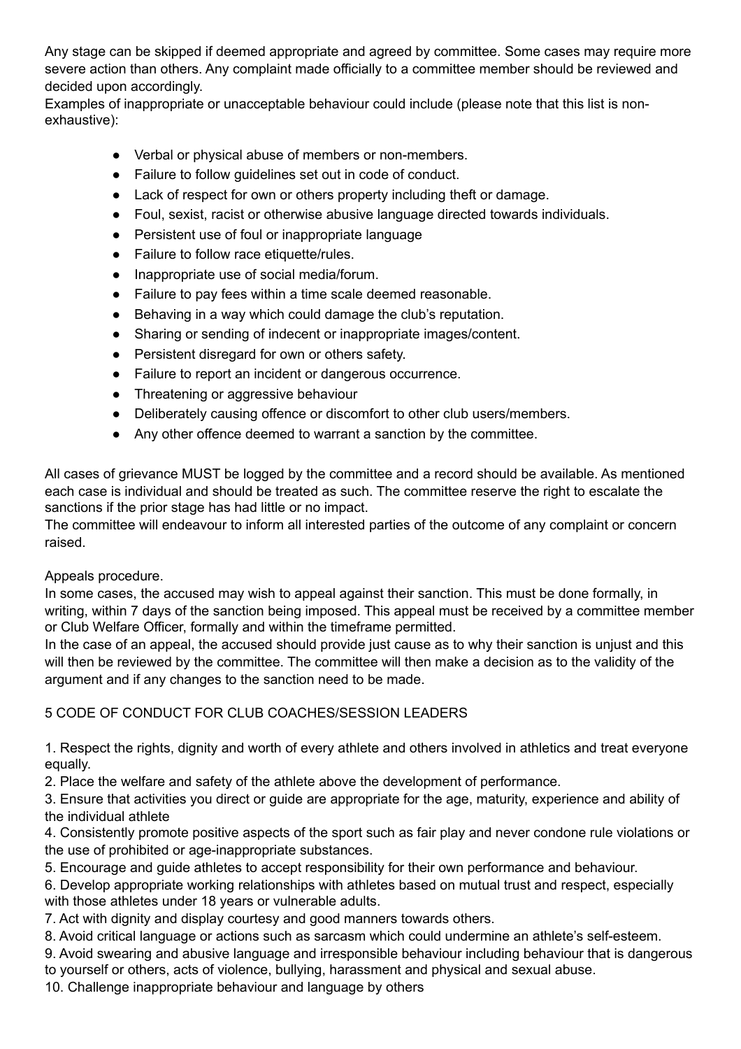Any stage can be skipped if deemed appropriate and agreed by committee. Some cases may require more severe action than others. Any complaint made officially to a committee member should be reviewed and decided upon accordingly.

Examples of inappropriate or unacceptable behaviour could include (please note that this list is non-exhaustive):

- Verbal or physical abuse of members or non-members.
- Failure to follow guidelines set out in code of conduct.
- Lack of respect for own or others property including theft or damage.
- Foul, sexist, racist or otherwise abusive language directed towards individuals.
- Persistent use of foul or inappropriate language
- Failure to follow race etiquette/rules.
- Inappropriate use of social media/forum.
- Failure to pay fees within a time scale deemed reasonable.
- Behaving in a way which could damage the club's reputation.
- Sharing or sending of indecent or inappropriate images/content.
- Persistent disregard for own or others safety.
- Failure to report an incident or dangerous occurrence.
- Threatening or aggressive behaviour
- Deliberately causing offence or discomfort to other club users/members.
- Any other offence deemed to warrant a sanction by the committee.

All cases of grievance MUST be logged by the committee and a record should be available. As mentioned each case is individual and should be treated as such. The committee reserve the right to escalate the sanctions if the prior stage has had little or no impact.

The committee will endeavour to inform all interested parties of the outcome of any complaint or concern raised.

Appeals procedure.

In some cases, the accused may wish to appeal against their sanction. This must be done formally, in writing, within 7 days of the sanction being imposed. This appeal must be received by a committee member or Club Welfare Officer, formally and within the timeframe permitted.

In the case of an appeal, the accused should provide just cause as to why their sanction is unjust and this will then be reviewed by the committee. The committee will then make a decision as to the validity of the argument and if any changes to the sanction need to be made.

## 5 CODE OF CONDUCT FOR CLUB COACHES/SESSION LEADERS

1. Respect the rights, dignity and worth of every athlete and others involved in athletics and treat everyone equally.
2. Place the welfare and safety of the athlete above the development of performance.
3. Ensure that activities you direct or guide are appropriate for the age, maturity, experience and ability of the individual athlete
4. Consistently promote positive aspects of the sport such as fair play and never condone rule violations or the use of prohibited or age-inappropriate substances.
5. Encourage and guide athletes to accept responsibility for their own performance and behaviour.
6. Develop appropriate working relationships with athletes based on mutual trust and respect, especially with those athletes under 18 years or vulnerable adults.
7. Act with dignity and display courtesy and good manners towards others.
8. Avoid critical language or actions such as sarcasm which could undermine an athlete's self-esteem.
9. Avoid swearing and abusive language and irresponsible behaviour including behaviour that is dangerous to yourself or others, acts of violence, bullying, harassment and physical and sexual abuse.
10. Challenge inappropriate behaviour and language by others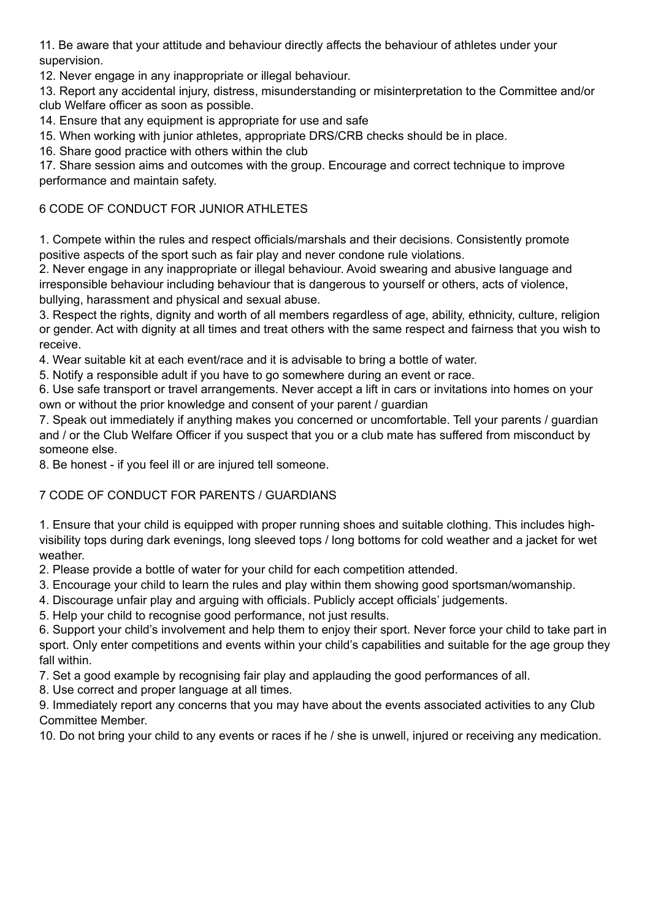11. Be aware that your attitude and behaviour directly affects the behaviour of athletes under your supervision.
12. Never engage in any inappropriate or illegal behaviour.
13. Report any accidental injury, distress, misunderstanding or misinterpretation to the Committee and/or club Welfare officer as soon as possible.
14. Ensure that any equipment is appropriate for use and safe
15. When working with junior athletes, appropriate DRS/CRB checks should be in place.
16. Share good practice with others within the club
17. Share session aims and outcomes with the group. Encourage and correct technique to improve performance and maintain safety.

## 6 CODE OF CONDUCT FOR JUNIOR ATHLETES

1. Compete within the rules and respect officials/marshals and their decisions. Consistently promote positive aspects of the sport such as fair play and never condone rule violations.
2. Never engage in any inappropriate or illegal behaviour. Avoid swearing and abusive language and irresponsible behaviour including behaviour that is dangerous to yourself or others, acts of violence, bullying, harassment and physical and sexual abuse.
3. Respect the rights, dignity and worth of all members regardless of age, ability, ethnicity, culture, religion or gender. Act with dignity at all times and treat others with the same respect and fairness that you wish to receive.
4. Wear suitable kit at each event/race and it is advisable to bring a bottle of water.
5. Notify a responsible adult if you have to go somewhere during an event or race.
6. Use safe transport or travel arrangements. Never accept a lift in cars or invitations into homes on your own or without the prior knowledge and consent of your parent / guardian
7. Speak out immediately if anything makes you concerned or uncomfortable. Tell your parents / guardian and / or the Club Welfare Officer if you suspect that you or a club mate has suffered from misconduct by someone else.
8. Be honest - if you feel ill or are injured tell someone.

## 7 CODE OF CONDUCT FOR PARENTS / GUARDIANS

1. Ensure that your child is equipped with proper running shoes and suitable clothing. This includes high-visibility tops during dark evenings, long sleeved tops / long bottoms for cold weather and a jacket for wet weather.
2. Please provide a bottle of water for your child for each competition attended.
3. Encourage your child to learn the rules and play within them showing good sportsman/womanship.
4. Discourage unfair play and arguing with officials. Publicly accept officials' judgements.
5. Help your child to recognise good performance, not just results.
6. Support your child's involvement and help them to enjoy their sport. Never force your child to take part in sport. Only enter competitions and events within your child's capabilities and suitable for the age group they fall within.
7. Set a good example by recognising fair play and applauding the good performances of all.
8. Use correct and proper language at all times.
9. Immediately report any concerns that you may have about the events associated activities to any Club Committee Member.
10. Do not bring your child to any events or races if he / she is unwell, injured or receiving any medication.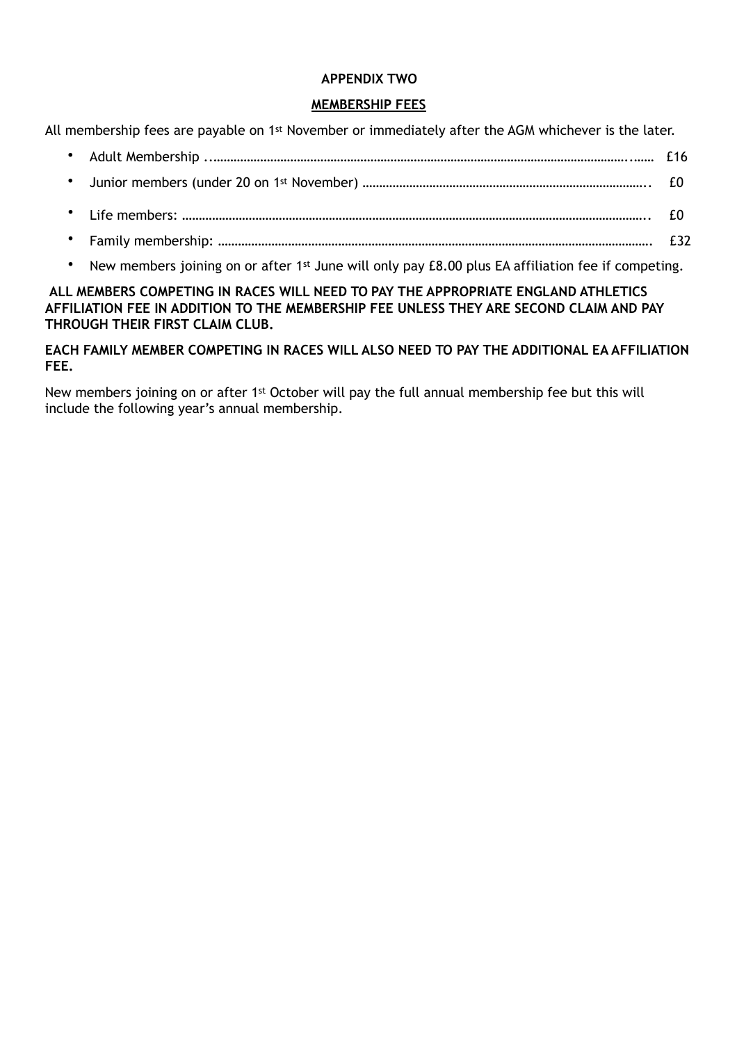**APPENDIX TWO**

**MEMBERSHIP FEES**

All membership fees are payable on 1st November or immediately after the AGM whichever is the later.

- Adult Membership ............................................................................................................................ £16
- Junior members (under 20 on 1st November) ........................................................................................ £0
- Life members: ........................................................................................................................................ £0
- Family membership: ............................................................................................................................. £32
- New members joining on or after 1st June will only pay £8.00 plus EA affiliation fee if competing.

**ALL MEMBERS COMPETING IN RACES WILL NEED TO PAY THE APPROPRIATE ENGLAND ATHLETICS AFFILIATION FEE IN ADDITION TO THE MEMBERSHIP FEE UNLESS THEY ARE SECOND CLAIM AND PAY THROUGH THEIR FIRST CLAIM CLUB.**

**EACH FAMILY MEMBER COMPETING IN RACES WILL ALSO NEED TO PAY THE ADDITIONAL EA AFFILIATION FEE.**

New members joining on or after 1st October will pay the full annual membership fee but this will include the following year's annual membership.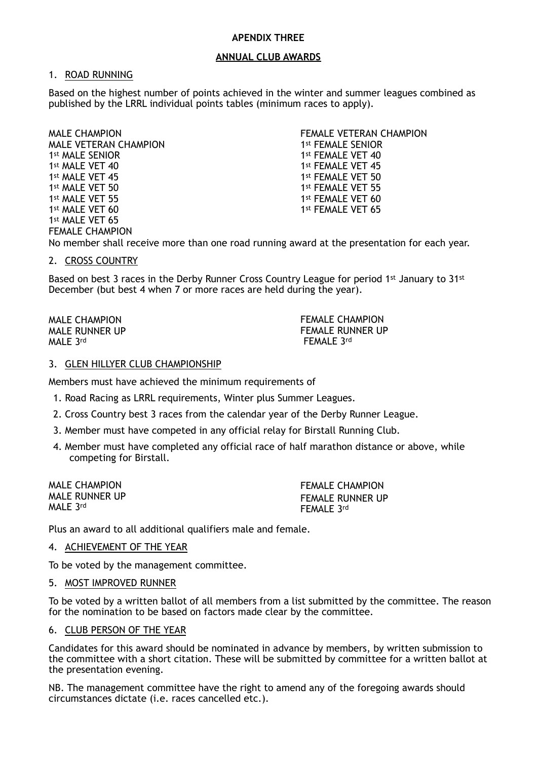# APENDIX THREE

## ANNUAL CLUB AWARDS

### 1. ROAD RUNNING

Based on the highest number of points achieved in the winter and summer leagues combined as published by the LRRL individual points tables (minimum races to apply).

MALE CHAMPION
MALE VETERAN CHAMPION
1st MALE SENIOR
1st MALE VET 40
1st MALE VET 45
1st MALE VET 50
1st MALE VET 55
1st MALE VET 60
1st MALE VET 65
FEMALE CHAMPION

FEMALE VETERAN CHAMPION
1st FEMALE SENIOR
1st FEMALE VET 40
1st FEMALE VET 45
1st FEMALE VET 50
1st FEMALE VET 55
1st FEMALE VET 60
1st FEMALE VET 65

No member shall receive more than one road running award at the presentation for each year.

### 2. CROSS COUNTRY

Based on best 3 races in the Derby Runner Cross Country League for period 1st January to 31st December (but best 4 when 7 or more races are held during the year).

MALE CHAMPION
MALE RUNNER UP
MALE 3rd

FEMALE CHAMPION
FEMALE RUNNER UP
FEMALE 3rd

### 3. GLEN HILLYER CLUB CHAMPIONSHIP

Members must have achieved the minimum requirements of

1. Road Racing as LRRL requirements, Winter plus Summer Leagues.
2. Cross Country best 3 races from the calendar year of the Derby Runner League.
3. Member must have competed in any official relay for Birstall Running Club.
4. Member must have completed any official race of half marathon distance or above, while competing for Birstall.

MALE CHAMPION
MALE RUNNER UP
MALE 3rd

FEMALE CHAMPION
FEMALE RUNNER UP
FEMALE 3rd

Plus an award to all additional qualifiers male and female.

### 4. ACHIEVEMENT OF THE YEAR

To be voted by the management committee.

### 5. MOST IMPROVED RUNNER

To be voted by a written ballot of all members from a list submitted by the committee. The reason for the nomination to be based on factors made clear by the committee.

### 6. CLUB PERSON OF THE YEAR

Candidates for this award should be nominated in advance by members, by written submission to the committee with a short citation. These will be submitted by committee for a written ballot at the presentation evening.

NB. The management committee have the right to amend any of the foregoing awards should circumstances dictate (i.e. races cancelled etc.).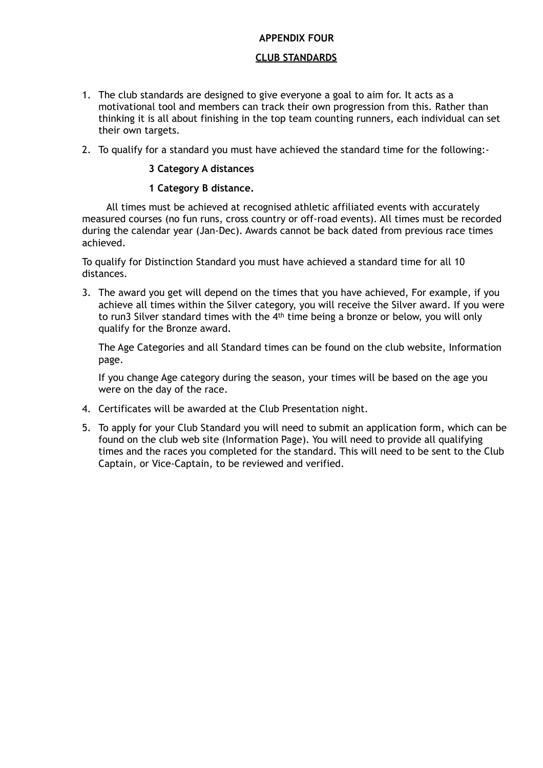**APPENDIX FOUR**

**CLUB STANDARDS**

1. The club standards are designed to give everyone a goal to aim for. It acts as a motivational tool and members can track their own progression from this. Rather than thinking it is all about finishing in the top team counting runners, each individual can set their own targets.

2. To qualify for a standard you must have achieved the standard time for the following:-

   **3 Category A distances**

   **1 Category B distance.**

   All times must be achieved at recognised athletic affiliated events with accurately measured courses (no fun runs, cross country or off-road events). All times must be recorded during the calendar year (Jan-Dec). Awards cannot be back dated from previous race times achieved.

   To qualify for Distinction Standard you must have achieved a standard time for all 10 distances.

3. The award you get will depend on the times that you have achieved, For example, if you achieve all times within the Silver category, you will receive the Silver award. If you were to run3 Silver standard times with the 4th time being a bronze or below, you will only qualify for the Bronze award.

   The Age Categories and all Standard times can be found on the club website, Information page.

   If you change Age category during the season, your times will be based on the age you were on the day of the race.

4. Certificates will be awarded at the Club Presentation night.

5. To apply for your Club Standard you will need to submit an application form, which can be found on the club web site (Information Page). You will need to provide all qualifying times and the races you completed for the standard. This will need to be sent to the Club Captain, or Vice-Captain, to be reviewed and verified.